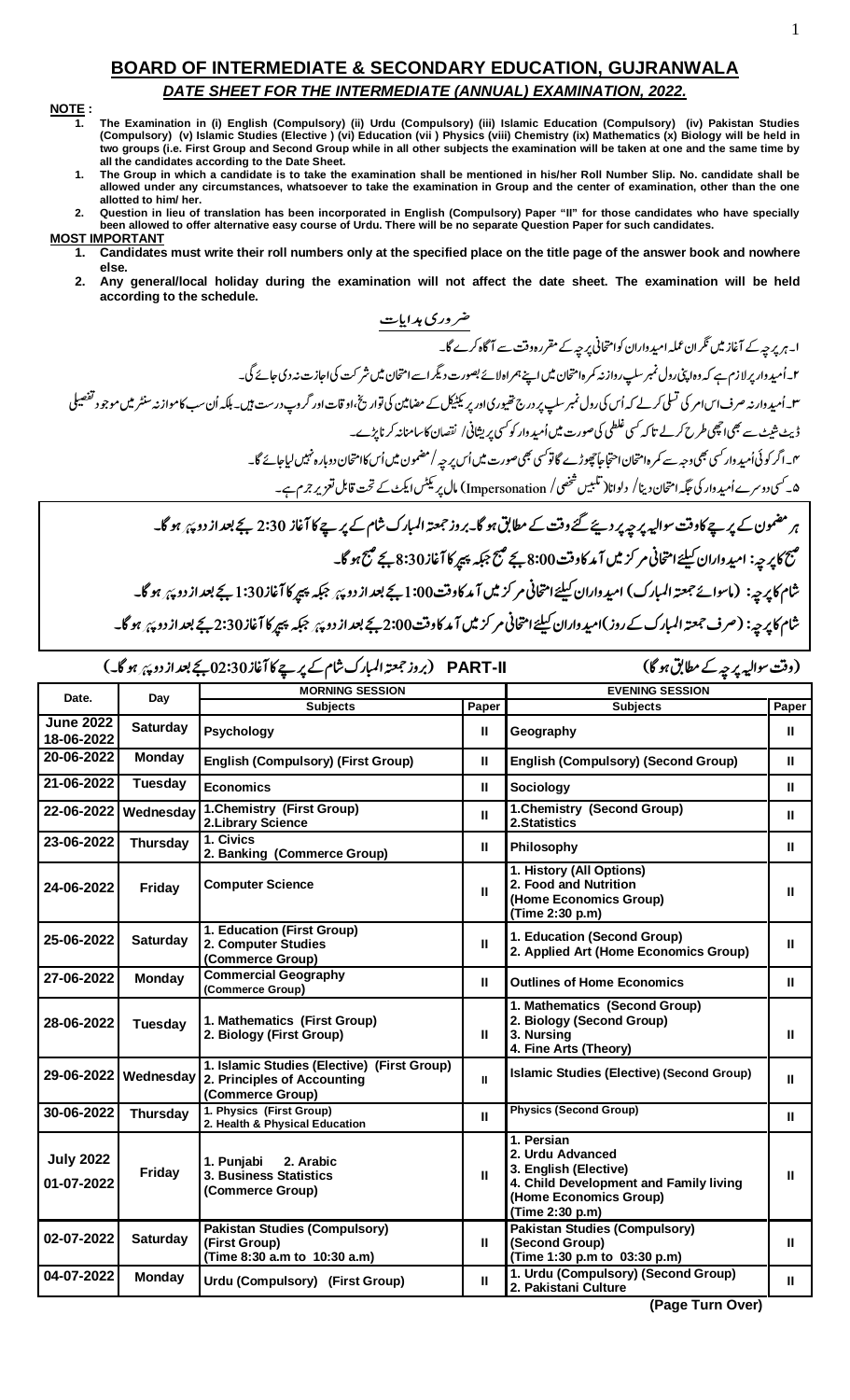# BOARD OF INTERMEDIATE & SECONDARY EDUCATION, GUJRANWALA

## *DATE SHEET FOR THE INTERMEDIATE (ANNUAL) EXAMINATION, 2022.*

**NOTE :**

1. **The Examination in (i) English (Compulsory) (ii) Urdu (Compulsory) (iii) Islamic Education (Compulsory) (iv) Pakistan Studies (Compulsory) (v) Islamic Studies (Elective ) (vi) Education (vii ) Physics (viii) Chemistry (ix) Mathematics (x) Biology will be held in two groups (i.e. First Group and Second Group while in all other subjects the examination will be taken at one and the same time by all the candidates according to the Date Sheet.**
1. **The Group in which a candidate is to take the examination shall be mentioned in his/her Roll Number Slip. No. candidate shall be allowed under any circumstances, whatsoever to take the examination in Group and the center of examination, other than the one allotted to him/ her.**
2. **Question in lieu of translation has been incorporated in English (Compulsory) Paper "II" for those candidates who have specially been allowed to offer alternative easy course of Urdu. There will be no separate Question Paper for such candidates.**

**MOST IMPORTANT**

1. **Candidates must write their roll numbers only at the specified place on the title page of the answer book and nowhere else.**
2. **Any general/local holiday during the examination will not affect the date sheet. The examination will be held according to the schedule.**

**ضروری ہدایات**

ا۔ ہر پرچہ کے آغاز میں نگران عملہ امیدواران کو امتحانی پرچہ کے مقررہ وقت سے آگاہ کرے گا۔

۲۔ اُمیدوار پر لازم ہے کہ وہ اپنی رول نمبر سلپ روازنہ کمرہ امتحان میں اپنے ہمراہ لائے بصورت دیگر اسے امتحان میں شرکت کی اجازت نہ دی جائے گی۔

۳۔ اُمیدوار نہ صرف اس امر کی تسلی کرلے کہ اُس کی رول نمبر سلپ پر درج تھیوری اور پریکٹیکل کے مضامین کی تواریخ، اوقات اور گروپ درست ہیں۔ بلکہ اُن سب کا موازنہ سنٹر میں موجود تفصیلی ڈیٹ شیٹ سے بھی اچھی طرح کرلے تاکہ کسی غلطی کی صورت میں اُمیدوار کو کسی پریشانی/ نقصان کا سامنا نہ کرنا پڑے۔

۴۔ اگر کوئی اُمیدوار کسی بھی وجہ سے کمرہ امتحان احتجاجاً چھوڑے گا تو کسی بھی صورت میں اُس پرچہ / مضمون میں اُس کا امتحان دوبارہ نہیں لیا جائے گا۔

۵۔ کسی دوسرے اُمیدوار کی جگہ امتحان دینا / دلوانا (تلبیس شخصی / Impersonation) مال پریکٹس ایکٹ کے تحت قابل تعزیر جرم ہے۔

**ہر مضمون کے پرچے کا وقت سوالیہ پرچہ پر دیئے گئے وقت کے مطابق ہوگا۔ بروز جمعتہ المبارک شام کے پرچے کا آغاز 2:30 بجے بعد از دوپہر ہوگا۔**

**صبح کا پرچہ: امیدواران کیلئے امتحانی مرکز میں آمد کا وقت 8:00 بجے صبح جبکہ پیپر کا آغاز 8:30 بجے صبح ہوگا۔**

**شام کا پرچہ: (ماسوائے جمعتہ المبارک) امیدواران کیلئے امتحانی مرکز میں آمد کا وقت 1:00 بجے بعد از دوپہر جبکہ پیپر کا آغاز 1:30 بجے بعد از دوپہر ہوگا۔**

**شام کا پرچہ: (صرف جمعتہ المبارک کے روز) امیدواران کیلئے امتحانی مرکز میں آمد کا وقت 2:00 بجے بعد از دوپہر جبکہ پیپر کا آغاز 2:30 بجے بعد از دوپہر ہوگا۔**

(وقت سوالیہ پرچہ کے مطابق ہوگا) **PART-II** (بروز جمعتہ المبارک شام کے پرچے کا آغاز 02:30 بجے بعد از دوپہر ہوگا۔)

| Date. | Day | MORNING SESSION | | EVENING SESSION | |
|---|---|---|---|---|---|
| | | **Subjects** | **Paper** | **Subjects** | **Paper** |
| **June 2022 18-06-2022** | **Saturday** | **Psychology** | **II** | **Geography** | **II** |
| **20-06-2022** | **Monday** | **English (Compulsory) (First Group)** | **II** | **English (Compulsory) (Second Group)** | **II** |
| **21-06-2022** | **Tuesday** | **Economics** | **II** | **Sociology** | **II** |
| **22-06-2022** | **Wednesday** | **1.Chemistry (First Group) 2.Library Science** | **II** | **1.Chemistry (Second Group) 2.Statistics** | **II** |
| **23-06-2022** | **Thursday** | **1. Civics 2. Banking (Commerce Group)** | **II** | **Philosophy** | **II** |
| **24-06-2022** | **Friday** | **Computer Science** | **II** | **1. History (All Options) 2. Food and Nutrition (Home Economics Group) (Time 2:30 p.m)** | **II** |
| **25-06-2022** | **Saturday** | **1. Education (First Group) 2. Computer Studies (Commerce Group)** | **II** | **1. Education (Second Group) 2. Applied Art (Home Economics Group)** | **II** |
| **27-06-2022** | **Monday** | **Commercial Geography (Commerce Group)** | **II** | **Outlines of Home Economics** | **II** |
| **28-06-2022** | **Tuesday** | **1. Mathematics (First Group) 2. Biology (First Group)** | **II** | **1. Mathematics (Second Group) 2. Biology (Second Group) 3. Nursing 4. Fine Arts (Theory)** | **II** |
| **29-06-2022** | **Wednesday** | **1. Islamic Studies (Elective) (First Group) 2. Principles of Accounting (Commerce Group)** | **II** | **Islamic Studies (Elective) (Second Group)** | **II** |
| **30-06-2022** | **Thursday** | **1. Physics (First Group) 2. Health & Physical Education** | **II** | **Physics (Second Group)** | **II** |
| **July 2022 01-07-2022** | **Friday** | **1. Punjabi 2. Arabic 3. Business Statistics (Commerce Group)** | **II** | **1. Persian 2. Urdu Advanced 3. English (Elective) 4. Child Development and Family living (Home Economics Group) (Time 2:30 p.m)** | **II** |
| **02-07-2022** | **Saturday** | **Pakistan Studies (Compulsory) (First Group) (Time 8:30 a.m to 10:30 a.m)** | **II** | **Pakistan Studies (Compulsory) (Second Group) (Time 1:30 p.m to 03:30 p.m)** | **II** |
| **04-07-2022** | **Monday** | **Urdu (Compulsory) (First Group)** | **II** | **1. Urdu (Compulsory) (Second Group) 2. Pakistani Culture** | **II** |

**(Page Turn Over)**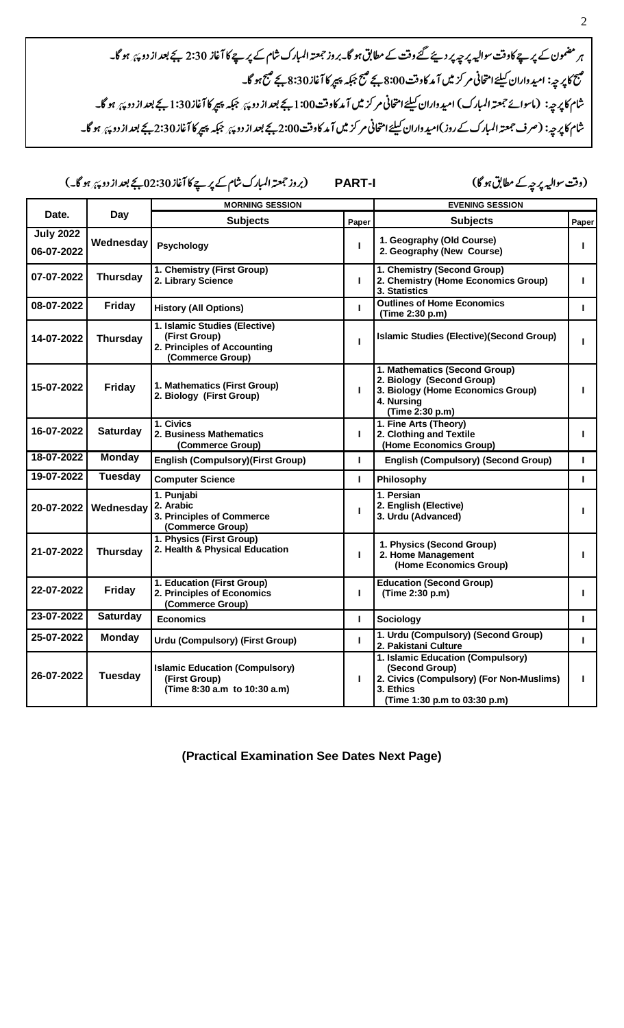ہر مضمون کے پرچے کا وقت سوالیہ پرچہ پر دیئے گئے وقت کے مطابق ہو گا۔بروز جمعتہ المبارک شام کے پرچے کا آغاز 2:30 بجے بعد از دوپہر ہو گا۔

صبح کا پرچہ: امیدواران کیلئے امتحانی مرکز میں آمد کا وقت 8:00 بجے صبح جبکہ پیپر کا آغاز 8:30 بجے صبح ہو گا۔

شام کا پرچہ: (ماسوائے جمعتہ المبارک) امیدواران کیلئے امتحانی مرکز میں آمد کا وقت 1:00 بجے بعد از دوپہر جبکہ پیپر کا آغاز 1:30 بجے بعد از دوپہر ہو گا۔

شام کا پرچہ: (صرف جمعتہ المبارک کے روز)امیدواران کیلئے امتحانی مرکز میں آمد کا وقت 2:00 بجے بعد از دوپہر جبکہ پیپر کا آغاز 2:30 بجے بعد از دوپہر ہو گا۔

(وقت سوالیہ پرچہ کے مطابق ہو گا) **PART-I** (بروز جمعتہ المبارک شام کے پرچے کا آغاز 02:30 بجے بعد از دوپہر ہو گا۔)

| Date. | Day | MORNING SESSION | | EVENING SESSION | |
|---|---|---|---|---|---|
| | | **Subjects** | **Paper** | **Subjects** | **Paper** |
| **July 2022** 06-07-2022 | Wednesday | Psychology | I | 1. Geography (Old Course) 2. Geography (New Course) | I |
| 07-07-2022 | Thursday | 1. Chemistry (First Group) 2. Library Science | I | 1. Chemistry (Second Group) 2. Chemistry (Home Economics Group) 3. Statistics | I |
| 08-07-2022 | Friday | History (All Options) | I | Outlines of Home Economics (Time 2:30 p.m) | I |
| 14-07-2022 | Thursday | 1. Islamic Studies (Elective) (First Group) 2. Principles of Accounting (Commerce Group) | I | Islamic Studies (Elective)(Second Group) | I |
| 15-07-2022 | Friday | 1. Mathematics (First Group) 2. Biology (First Group) | I | 1. Mathematics (Second Group) 2. Biology (Second Group) 3. Biology (Home Economics Group) 4. Nursing (Time 2:30 p.m) | I |
| 16-07-2022 | Saturday | 1. Civics 2. Business Mathematics (Commerce Group) | I | 1. Fine Arts (Theory) 2. Clothing and Textile (Home Economics Group) | I |
| 18-07-2022 | Monday | English (Compulsory)(First Group) | I | English (Compulsory) (Second Group) | I |
| 19-07-2022 | Tuesday | Computer Science | I | Philosophy | I |
| 20-07-2022 | Wednesday | 1. Punjabi 2. Arabic 3. Principles of Commerce (Commerce Group) | I | 1. Persian 2. English (Elective) 3. Urdu (Advanced) | I |
| 21-07-2022 | Thursday | 1. Physics (First Group) 2. Health & Physical Education | I | 1. Physics (Second Group) 2. Home Management (Home Economics Group) | I |
| 22-07-2022 | Friday | 1. Education (First Group) 2. Principles of Economics (Commerce Group) | I | Education (Second Group) (Time 2:30 p.m) | I |
| 23-07-2022 | Saturday | Economics | I | Sociology | I |
| 25-07-2022 | Monday | Urdu (Compulsory) (First Group) | I | 1. Urdu (Compulsory) (Second Group) 2. Pakistani Culture | I |
| 26-07-2022 | Tuesday | Islamic Education (Compulsory) (First Group) (Time 8:30 a.m to 10:30 a.m) | I | 1. Islamic Education (Compulsory) (Second Group) 2. Civics (Compulsory) (For Non-Muslims) 3. Ethics (Time 1:30 p.m to 03:30 p.m) | I |

**(Practical Examination See Dates Next Page)**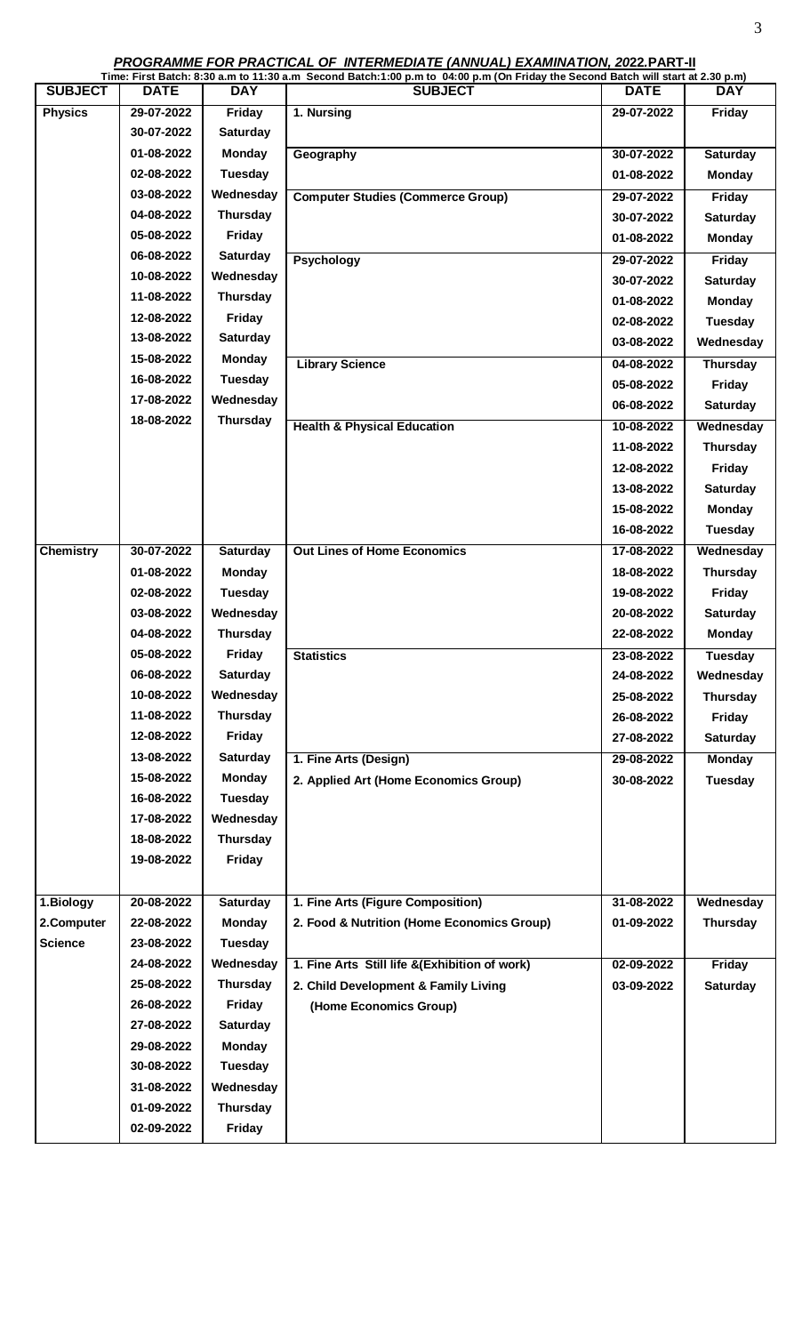***PROGRAMME FOR PRACTICAL OF INTERMEDIATE (ANNUAL) EXAMINATION, 2022.*PART-II**

**Time: First Batch: 8:30 a.m to 11:30 a.m Second Batch:1:00 p.m to 04:00 p.m (On Friday the Second Batch will start at 2.30 p.m)**

| SUBJECT | DATE | DAY | SUBJECT | DATE | DAY |
|---|---|---|---|---|---|
| **Physics** | 29-07-2022 | Friday | 1. Nursing | 29-07-2022 | Friday |
| | 30-07-2022 | Saturday | | | |
| | 01-08-2022 | Monday | Geography | 30-07-2022 | Saturday |
| | 02-08-2022 | Tuesday | | 01-08-2022 | Monday |
| | 03-08-2022 | Wednesday | Computer Studies (Commerce Group) | 29-07-2022 | Friday |
| | 04-08-2022 | Thursday | | 30-07-2022 | Saturday |
| | 05-08-2022 | Friday | | 01-08-2022 | Monday |
| | 06-08-2022 | Saturday | Psychology | 29-07-2022 | Friday |
| | 10-08-2022 | Wednesday | | 30-07-2022 | Saturday |
| | 11-08-2022 | Thursday | | 01-08-2022 | Monday |
| | 12-08-2022 | Friday | | 02-08-2022 | Tuesday |
| | 13-08-2022 | Saturday | | 03-08-2022 | Wednesday |
| | 15-08-2022 | Monday | Library Science | 04-08-2022 | Thursday |
| | 16-08-2022 | Tuesday | | 05-08-2022 | Friday |
| | 17-08-2022 | Wednesday | | 06-08-2022 | Saturday |
| | 18-08-2022 | Thursday | Health & Physical Education | 10-08-2022 | Wednesday |
| | | | | 11-08-2022 | Thursday |
| | | | | 12-08-2022 | Friday |
| | | | | 13-08-2022 | Saturday |
| | | | | 15-08-2022 | Monday |
| | | | | 16-08-2022 | Tuesday |
| **Chemistry** | 30-07-2022 | Saturday | Out Lines of Home Economics | 17-08-2022 | Wednesday |
| | 01-08-2022 | Monday | | 18-08-2022 | Thursday |
| | 02-08-2022 | Tuesday | | 19-08-2022 | Friday |
| | 03-08-2022 | Wednesday | | 20-08-2022 | Saturday |
| | 04-08-2022 | Thursday | | 22-08-2022 | Monday |
| | 05-08-2022 | Friday | Statistics | 23-08-2022 | Tuesday |
| | 06-08-2022 | Saturday | | 24-08-2022 | Wednesday |
| | 10-08-2022 | Wednesday | | 25-08-2022 | Thursday |
| | 11-08-2022 | Thursday | | 26-08-2022 | Friday |
| | 12-08-2022 | Friday | | 27-08-2022 | Saturday |
| | 13-08-2022 | Saturday | 1. Fine Arts (Design) | 29-08-2022 | Monday |
| | 15-08-2022 | Monday | 2. Applied Art (Home Economics Group) | 30-08-2022 | Tuesday |
| | 16-08-2022 | Tuesday | | | |
| | 17-08-2022 | Wednesday | | | |
| | 18-08-2022 | Thursday | | | |
| | 19-08-2022 | Friday | | | |
| **1.Biology 2.Computer Science** | 20-08-2022 | Saturday | 1. Fine Arts (Figure Composition) | 31-08-2022 | Wednesday |
| | 22-08-2022 | Monday | 2. Food & Nutrition (Home Economics Group) | 01-09-2022 | Thursday |
| | 23-08-2022 | Tuesday | | | |
| | 24-08-2022 | Wednesday | 1. Fine Arts Still life &(Exhibition of work) | 02-09-2022 | Friday |
| | 25-08-2022 | Thursday | 2. Child Development & Family Living (Home Economics Group) | 03-09-2022 | Saturday |
| | 26-08-2022 | Friday | | | |
| | 27-08-2022 | Saturday | | | |
| | 29-08-2022 | Monday | | | |
| | 30-08-2022 | Tuesday | | | |
| | 31-08-2022 | Wednesday | | | |
| | 01-09-2022 | Thursday | | | |
| | 02-09-2022 | Friday | | | |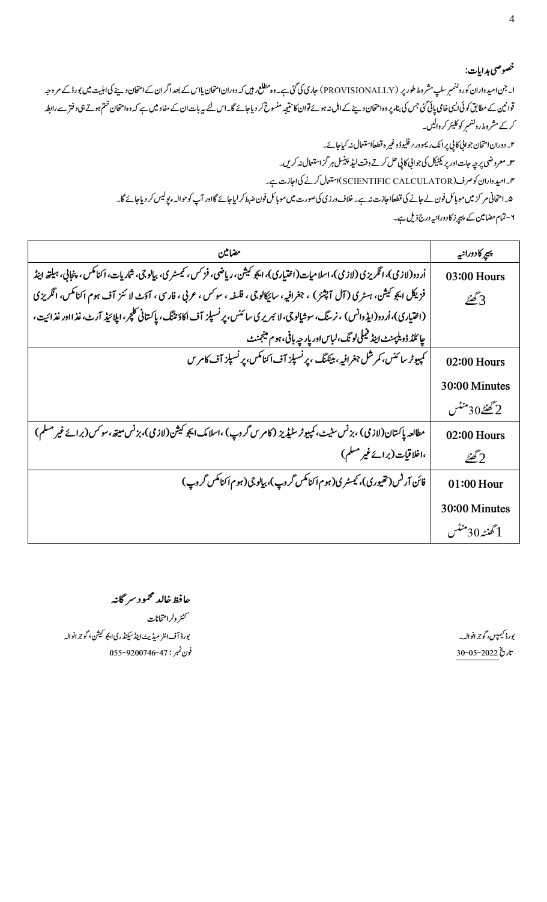## خصوصی ہدایات:

۱۔ جن امیدواران کو رولنمبر سلپ مشروط طور پر (PROVISIONALLY) جاری کی گئی ہے۔ وہ مطلع رہیں کہ دوران امتحان یا اس کے بعد اگر ان کے امتحان دینے کی اہلیت میں بورڈ کے مروجہ قوانین کے مطابق کوئی ایسی خامی پائی گئی جس کی بناء پر وہ امتحان دینے کے اہل نہ ہوئے تو ان کا نتیجہ منسوخ کر دیا جائے گا۔ اس لئے یہ بات ان کے مفاد میں ہے کہ وہ امتحان ختم ہوتے ہی دفتر سے رابطہ کر کے مشروط رولنمبر کو کلیئر کروالیں۔

۲۔ دوران امتحان جوابی کاپی پر انک ریموور فلیوڈ وغیرہ قطعاً استعمال نہ کیا جائے۔

۳۔ معروضی پرچہ جات اور پریکٹیکل کی جوابی کاپی حل کرتے وقت لیڈ پنسل ہرگز استعمال نہ کریں۔

۴۔ امیدواران کو صرف (SCIENTIFIC CALCULATOR) استعمال کرنے کی اجازت ہے۔

۵۔ امتحانی مرکز میں موبائل فون لے جانے کی قطعاً اجازت نہ ہے۔ خلاف ورزی کی صورت میں موبائل فون ضبط کر لیا جائے گا اور آپ کو حوالہ پولیس کر دیا جائے گا۔

۶۔ تمام مضامین کے پیپرز کا دورانیہ درج ذیل ہے۔

| پیپر کا دورانیہ | مضامین |
|---|---|
| 03:00 Hours<br>3 گھنٹے | اُردو (لازمی)، انگریزی (لازمی)، اسلامیات (اختیاری)، ایجوکیشن، ریاضی، فزکس، کیمسٹری، بیالوجی، شماریات، اکنامکس، پنجابی، ہیلتھ اینڈ فزیکل ایجوکیشن، ہسٹری (آل آپشنز)، جغرافیہ، سائیکالوجی، فلسفہ، سوکس، عربی، فارسی، آؤٹ لائنز آف ہوم اکنامکس، انگریزی (اختیاری)، اُردو (ایڈوانس)، نرسنگ، سوشیالوجی، لائبریری سائنس، پرنسپلز آف اکاؤنٹنگ، پاکستانی کلچر، اپلائیڈ آرٹ، غذا اور غذائیت، چائلڈ ڈویلپمنٹ اینڈ فیملی لونگ، لباس اور پارچہ بافی، ہوم مینجمنٹ |
| 02:00 Hours<br>30:00 Minutes<br>2 گھنٹے 30 منٹس | کمپیوٹر سائنس، کمرشل جغرافیہ، بینکنگ، پرنسپلز آف اکنامکس، پرنسپلز آف کامرس |
| 02:00 Hours<br>2 گھنٹے | مطالعہ پاکستان (لازمی)، بزنس سٹیٹ، کمپیوٹر سٹڈیز (کامرس گروپ)، اسلامک ایجوکیشن (لازمی)، بزنس میتھ، سوکس (برائے غیر مسلم)، اخلاقیات (برائے غیر مسلم) |
| 01:00 Hour<br>30:00 Minutes<br>1 گھنٹہ 30 منٹس | فائن آرٹس (تھیوری)، کیمسٹری (ہوم اکنامکس گروپ)، بیالوجی (ہوم اکنامکس گروپ) |

**حافظ خالد محمود سرگانہ**
کنٹرولر امتحانات
بورڈ آف انٹرمیڈیٹ اینڈ سیکنڈری ایجوکیشن، گوجرانوالہ
فون نمبر: 47-9200746-055

بورڈ کیمپس، گوجرانوالہ۔
تاریخ 30-05-2022